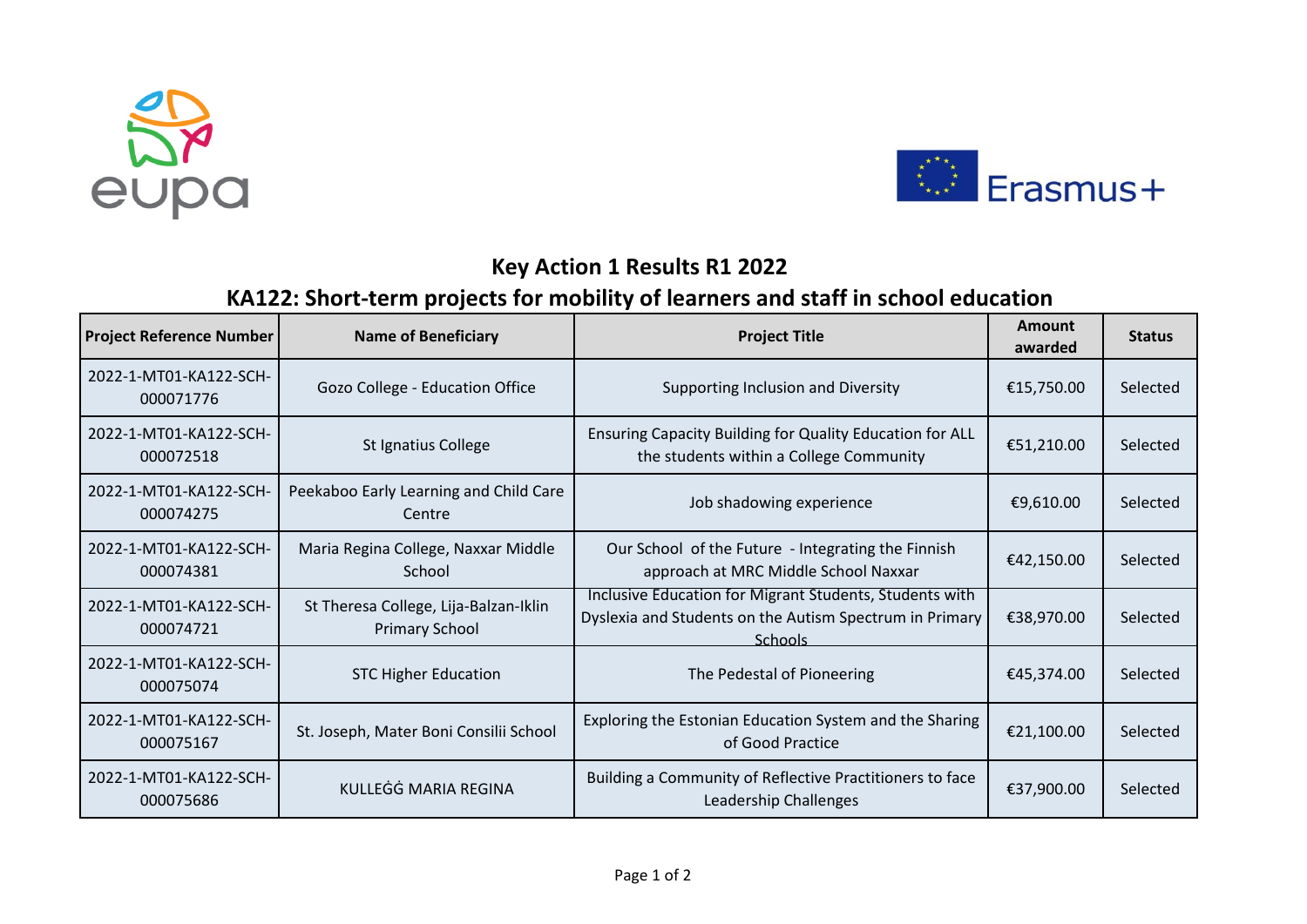## Key Action 1 Results R1 2022

## KA122: Short-term projects for mobility of learners and staff in school education

| Project Reference Number | Name of Beneficiary | Project Title | Amount awarded | Status |
|---|---|---|---|---|
| 2022-1-MT01-KA122-SCH-000071776 | Gozo College - Education Office | Supporting Inclusion and Diversity | €15,750.00 | Selected |
| 2022-1-MT01-KA122-SCH-000072518 | St Ignatius College | Ensuring Capacity Building for Quality Education for ALL the students within a College Community | €51,210.00 | Selected |
| 2022-1-MT01-KA122-SCH-000074275 | Peekaboo Early Learning and Child Care Centre | Job shadowing experience | €9,610.00 | Selected |
| 2022-1-MT01-KA122-SCH-000074381 | Maria Regina College, Naxxar Middle School | Our School of the Future - Integrating the Finnish approach at MRC Middle School Naxxar | €42,150.00 | Selected |
| 2022-1-MT01-KA122-SCH-000074721 | St Theresa College, Lija-Balzan-Iklin Primary School | Inclusive Education for Migrant Students, Students with Dyslexia and Students on the Autism Spectrum in Primary Schools | €38,970.00 | Selected |
| 2022-1-MT01-KA122-SCH-000075074 | STC Higher Education | The Pedestal of Pioneering | €45,374.00 | Selected |
| 2022-1-MT01-KA122-SCH-000075167 | St. Joseph, Mater Boni Consilii School | Exploring the Estonian Education System and the Sharing of Good Practice | €21,100.00 | Selected |
| 2022-1-MT01-KA122-SCH-000075686 | KULLEĠĠ MARIA REGINA | Building a Community of Reflective Practitioners to face Leadership Challenges | €37,900.00 | Selected |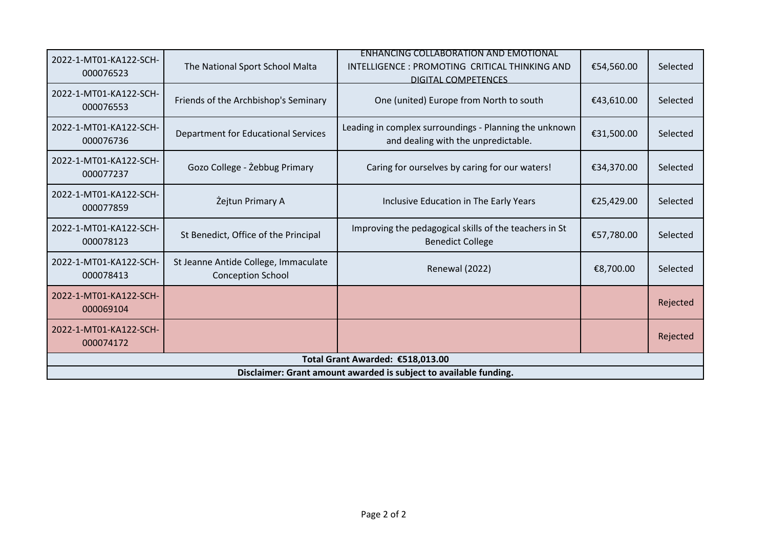| | | | | |
|---|---|---|---|---|
| 2022-1-MT01-KA122-SCH-000076523 | The National Sport School Malta | ENHANCING COLLABORATION AND EMOTIONAL INTELLIGENCE : PROMOTING CRITICAL THINKING AND DIGITAL COMPETENCES | €54,560.00 | Selected |
| 2022-1-MT01-KA122-SCH-000076553 | Friends of the Archbishop's Seminary | One (united) Europe from North to south | €43,610.00 | Selected |
| 2022-1-MT01-KA122-SCH-000076736 | Department for Educational Services | Leading in complex surroundings - Planning the unknown and dealing with the unpredictable. | €31,500.00 | Selected |
| 2022-1-MT01-KA122-SCH-000077237 | Gozo College - Żebbug Primary | Caring for ourselves by caring for our waters! | €34,370.00 | Selected |
| 2022-1-MT01-KA122-SCH-000077859 | Żejtun Primary A | Inclusive Education in The Early Years | €25,429.00 | Selected |
| 2022-1-MT01-KA122-SCH-000078123 | St Benedict, Office of the Principal | Improving the pedagogical skills of the teachers in St Benedict College | €57,780.00 | Selected |
| 2022-1-MT01-KA122-SCH-000078413 | St Jeanne Antide College, Immaculate Conception School | Renewal (2022) | €8,700.00 | Selected |
| 2022-1-MT01-KA122-SCH-000069104 | | | | Rejected |
| 2022-1-MT01-KA122-SCH-000074172 | | | | Rejected |
| **Total Grant Awarded: €518,013.00** | | | | |
| **Disclaimer: Grant amount awarded is subject to available funding.** | | | | |